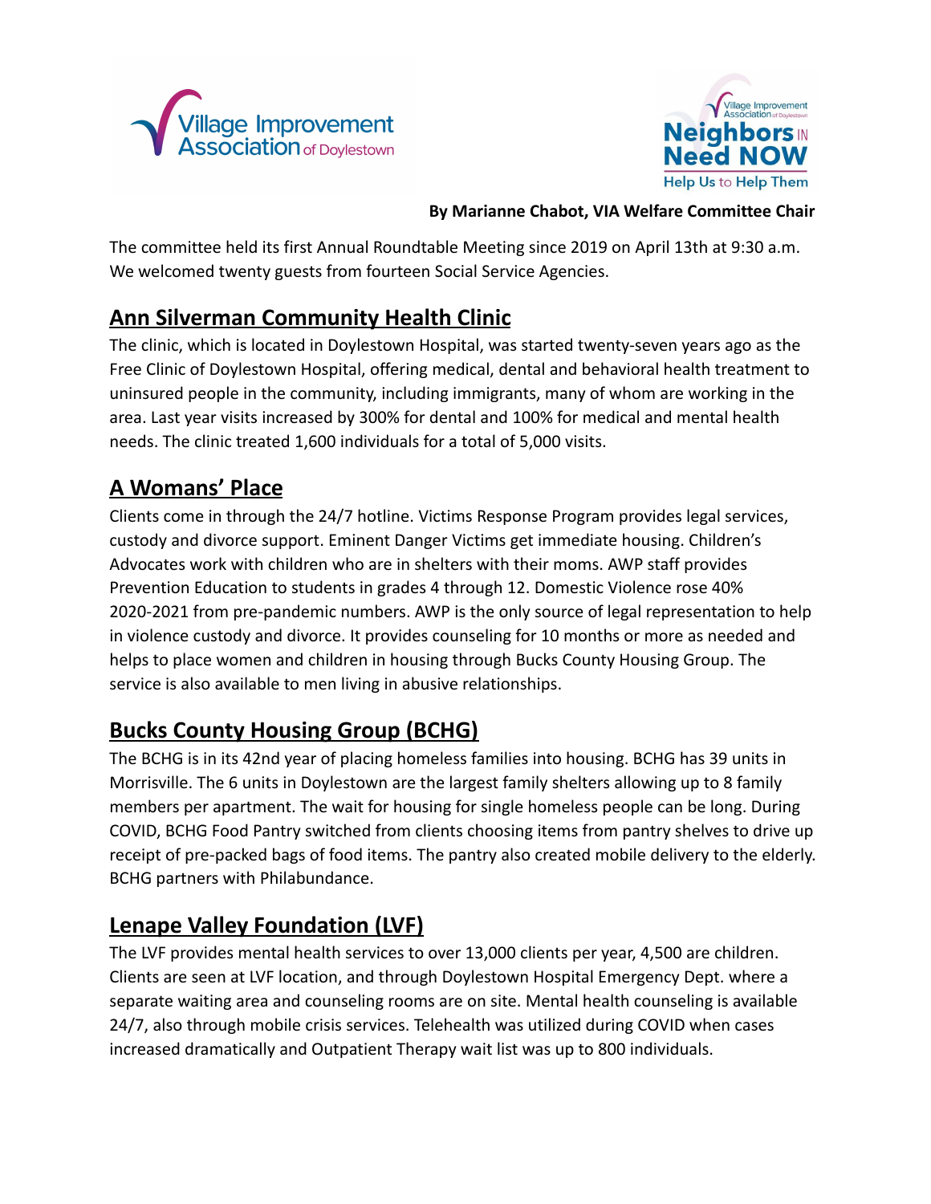**By Marianne Chabot, VIA Welfare Committee Chair**

The committee held its first Annual Roundtable Meeting since 2019 on April 13th at 9:30 a.m. We welcomed twenty guests from fourteen Social Service Agencies.

## Ann Silverman Community Health Clinic

The clinic, which is located in Doylestown Hospital, was started twenty-seven years ago as the Free Clinic of Doylestown Hospital, offering medical, dental and behavioral health treatment to uninsured people in the community, including immigrants, many of whom are working in the area. Last year visits increased by 300% for dental and 100% for medical and mental health needs. The clinic treated 1,600 individuals for a total of 5,000 visits.

## A Womans' Place

Clients come in through the 24/7 hotline. Victims Response Program provides legal services, custody and divorce support. Eminent Danger Victims get immediate housing. Children's Advocates work with children who are in shelters with their moms. AWP staff provides Prevention Education to students in grades 4 through 12. Domestic Violence rose 40% 2020-2021 from pre-pandemic numbers. AWP is the only source of legal representation to help in violence custody and divorce. It provides counseling for 10 months or more as needed and helps to place women and children in housing through Bucks County Housing Group. The service is also available to men living in abusive relationships.

## Bucks County Housing Group (BCHG)

The BCHG is in its 42nd year of placing homeless families into housing. BCHG has 39 units in Morrisville. The 6 units in Doylestown are the largest family shelters allowing up to 8 family members per apartment. The wait for housing for single homeless people can be long. During COVID, BCHG Food Pantry switched from clients choosing items from pantry shelves to drive up receipt of pre-packed bags of food items. The pantry also created mobile delivery to the elderly. BCHG partners with Philabundance.

## Lenape Valley Foundation (LVF)

The LVF provides mental health services to over 13,000 clients per year, 4,500 are children. Clients are seen at LVF location, and through Doylestown Hospital Emergency Dept. where a separate waiting area and counseling rooms are on site. Mental health counseling is available 24/7, also through mobile crisis services. Telehealth was utilized during COVID when cases increased dramatically and Outpatient Therapy wait list was up to 800 individuals.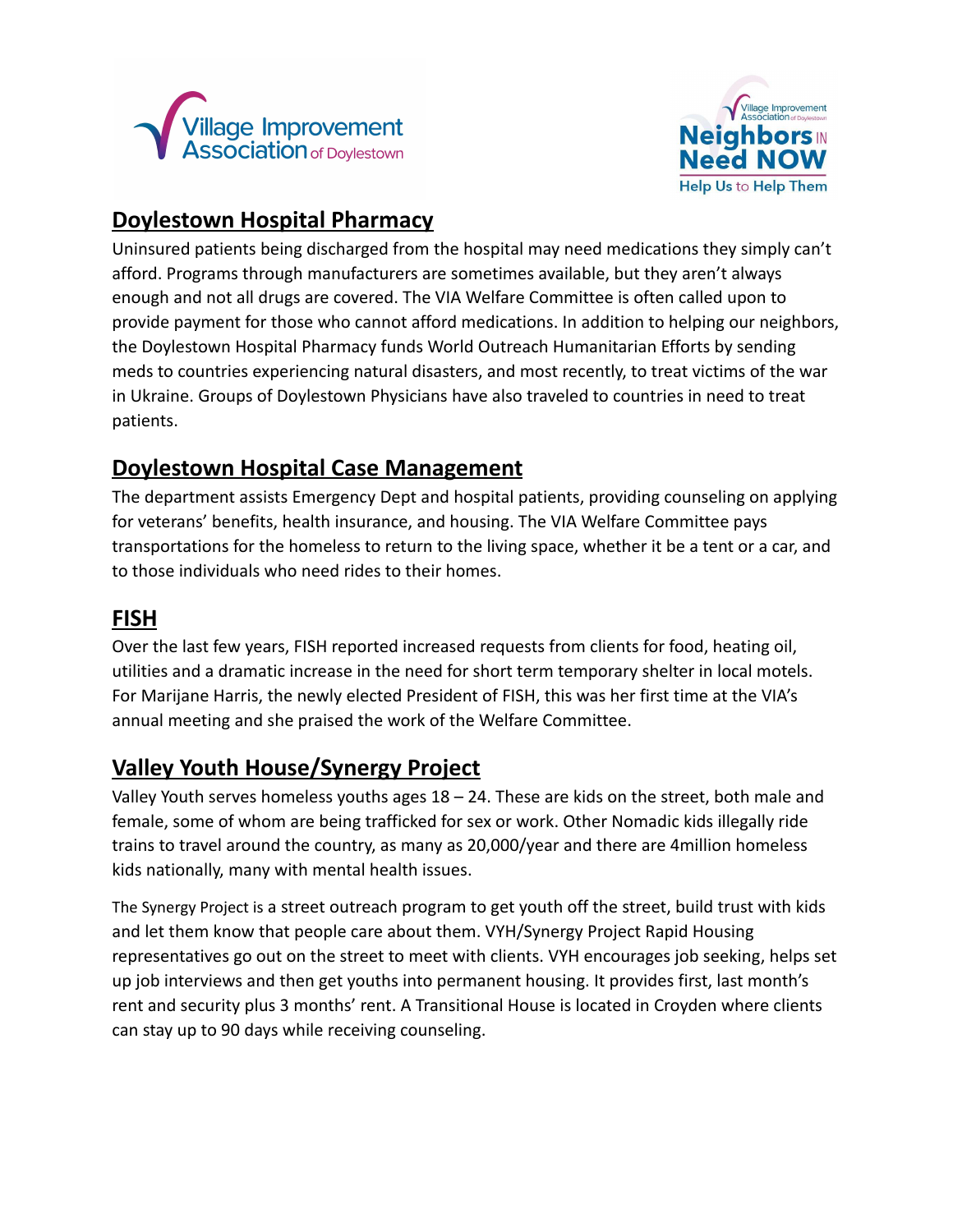## Doylestown Hospital Pharmacy

Uninsured patients being discharged from the hospital may need medications they simply can't afford. Programs through manufacturers are sometimes available, but they aren't always enough and not all drugs are covered. The VIA Welfare Committee is often called upon to provide payment for those who cannot afford medications. In addition to helping our neighbors, the Doylestown Hospital Pharmacy funds World Outreach Humanitarian Efforts by sending meds to countries experiencing natural disasters, and most recently, to treat victims of the war in Ukraine. Groups of Doylestown Physicians have also traveled to countries in need to treat patients.

## Doylestown Hospital Case Management

The department assists Emergency Dept and hospital patients, providing counseling on applying for veterans' benefits, health insurance, and housing. The VIA Welfare Committee pays transportations for the homeless to return to the living space, whether it be a tent or a car, and to those individuals who need rides to their homes.

## FISH

Over the last few years, FISH reported increased requests from clients for food, heating oil, utilities and a dramatic increase in the need for short term temporary shelter in local motels. For Marijane Harris, the newly elected President of FISH, this was her first time at the VIA's annual meeting and she praised the work of the Welfare Committee.

## Valley Youth House/Synergy Project

Valley Youth serves homeless youths ages 18 – 24. These are kids on the street, both male and female, some of whom are being trafficked for sex or work. Other Nomadic kids illegally ride trains to travel around the country, as many as 20,000/year and there are 4million homeless kids nationally, many with mental health issues.

The Synergy Project is a street outreach program to get youth off the street, build trust with kids and let them know that people care about them. VYH/Synergy Project Rapid Housing representatives go out on the street to meet with clients. VYH encourages job seeking, helps set up job interviews and then get youths into permanent housing. It provides first, last month's rent and security plus 3 months' rent. A Transitional House is located in Croyden where clients can stay up to 90 days while receiving counseling.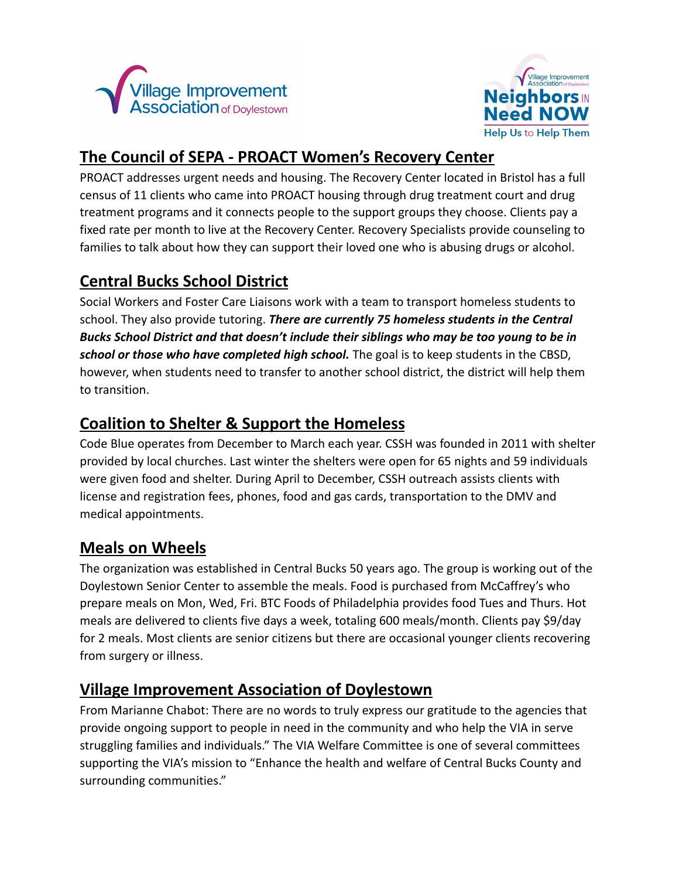## The Council of SEPA - PROACT Women's Recovery Center

PROACT addresses urgent needs and housing. The Recovery Center located in Bristol has a full census of 11 clients who came into PROACT housing through drug treatment court and drug treatment programs and it connects people to the support groups they choose. Clients pay a fixed rate per month to live at the Recovery Center. Recovery Specialists provide counseling to families to talk about how they can support their loved one who is abusing drugs or alcohol.

## Central Bucks School District

Social Workers and Foster Care Liaisons work with a team to transport homeless students to school. They also provide tutoring. ***There are currently 75 homeless students in the Central Bucks School District and that doesn't include their siblings who may be too young to be in school or those who have completed high school.*** The goal is to keep students in the CBSD, however, when students need to transfer to another school district, the district will help them to transition.

## Coalition to Shelter & Support the Homeless

Code Blue operates from December to March each year. CSSH was founded in 2011 with shelter provided by local churches. Last winter the shelters were open for 65 nights and 59 individuals were given food and shelter. During April to December, CSSH outreach assists clients with license and registration fees, phones, food and gas cards, transportation to the DMV and medical appointments.

## Meals on Wheels

The organization was established in Central Bucks 50 years ago. The group is working out of the Doylestown Senior Center to assemble the meals. Food is purchased from McCaffrey's who prepare meals on Mon, Wed, Fri. BTC Foods of Philadelphia provides food Tues and Thurs. Hot meals are delivered to clients five days a week, totaling 600 meals/month. Clients pay $9/day for 2 meals. Most clients are senior citizens but there are occasional younger clients recovering from surgery or illness.

## Village Improvement Association of Doylestown

From Marianne Chabot: There are no words to truly express our gratitude to the agencies that provide ongoing support to people in need in the community and who help the VIA in serve struggling families and individuals." The VIA Welfare Committee is one of several committees supporting the VIA's mission to "Enhance the health and welfare of Central Bucks County and surrounding communities."